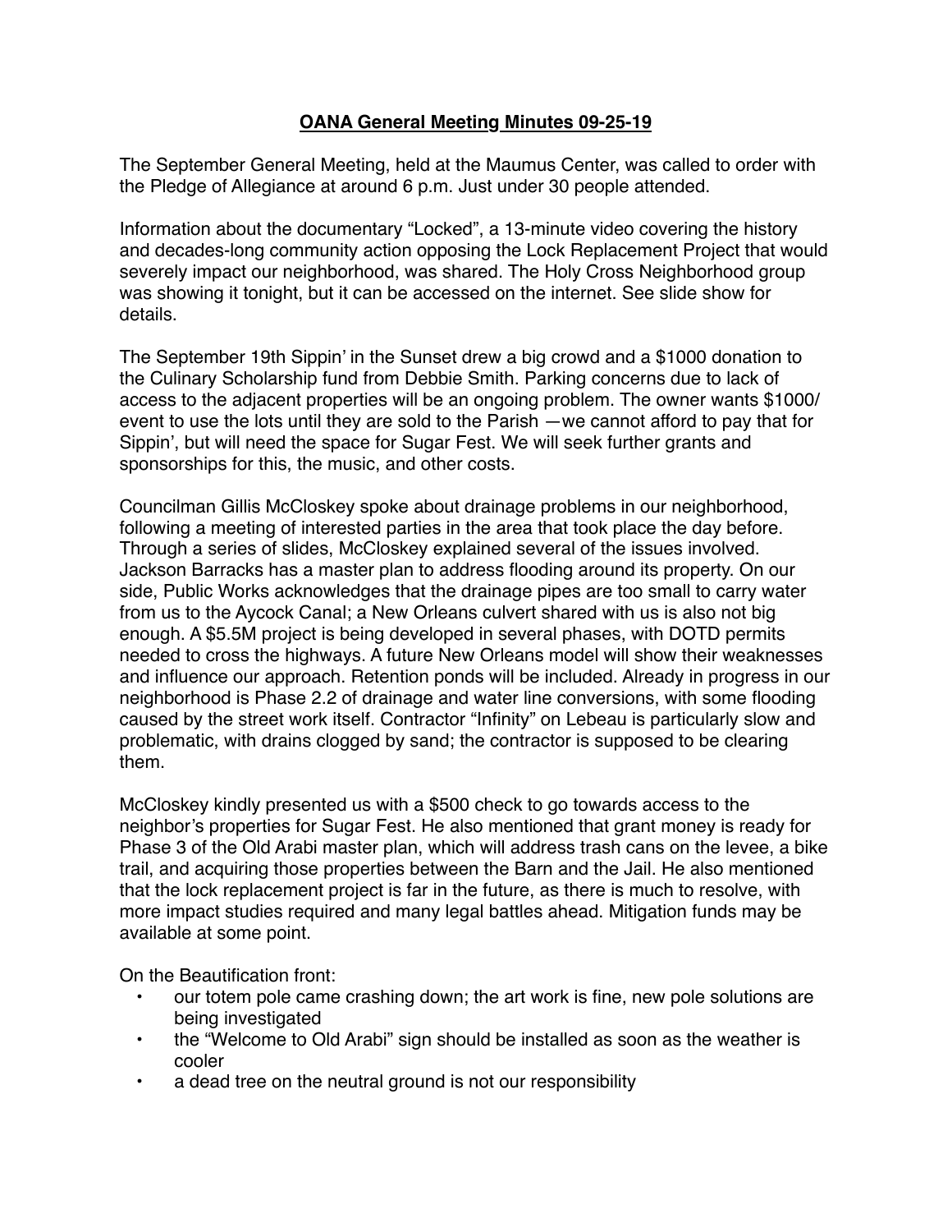# OANA General Meeting Minutes 09-25-19

The September General Meeting, held at the Maumus Center, was called to order with the Pledge of Allegiance at around 6 p.m. Just under 30 people attended.

Information about the documentary "Locked", a 13-minute video covering the history and decades-long community action opposing the Lock Replacement Project that would severely impact our neighborhood, was shared. The Holy Cross Neighborhood group was showing it tonight, but it can be accessed on the internet. See slide show for details.

The September 19th Sippin' in the Sunset drew a big crowd and a $1000 donation to the Culinary Scholarship fund from Debbie Smith. Parking concerns due to lack of access to the adjacent properties will be an ongoing problem. The owner wants $1000/event to use the lots until they are sold to the Parish —we cannot afford to pay that for Sippin', but will need the space for Sugar Fest. We will seek further grants and sponsorships for this, the music, and other costs.

Councilman Gillis McCloskey spoke about drainage problems in our neighborhood, following a meeting of interested parties in the area that took place the day before. Through a series of slides, McCloskey explained several of the issues involved. Jackson Barracks has a master plan to address flooding around its property. On our side, Public Works acknowledges that the drainage pipes are too small to carry water from us to the Aycock Canal; a New Orleans culvert shared with us is also not big enough. A $5.5M project is being developed in several phases, with DOTD permits needed to cross the highways. A future New Orleans model will show their weaknesses and influence our approach. Retention ponds will be included. Already in progress in our neighborhood is Phase 2.2 of drainage and water line conversions, with some flooding caused by the street work itself. Contractor "Infinity" on Lebeau is particularly slow and problematic, with drains clogged by sand; the contractor is supposed to be clearing them.

McCloskey kindly presented us with a $500 check to go towards access to the neighbor's properties for Sugar Fest. He also mentioned that grant money is ready for Phase 3 of the Old Arabi master plan, which will address trash cans on the levee, a bike trail, and acquiring those properties between the Barn and the Jail. He also mentioned that the lock replacement project is far in the future, as there is much to resolve, with more impact studies required and many legal battles ahead. Mitigation funds may be available at some point.

On the Beautification front:

- our totem pole came crashing down; the art work is fine, new pole solutions are being investigated
- the "Welcome to Old Arabi" sign should be installed as soon as the weather is cooler
- a dead tree on the neutral ground is not our responsibility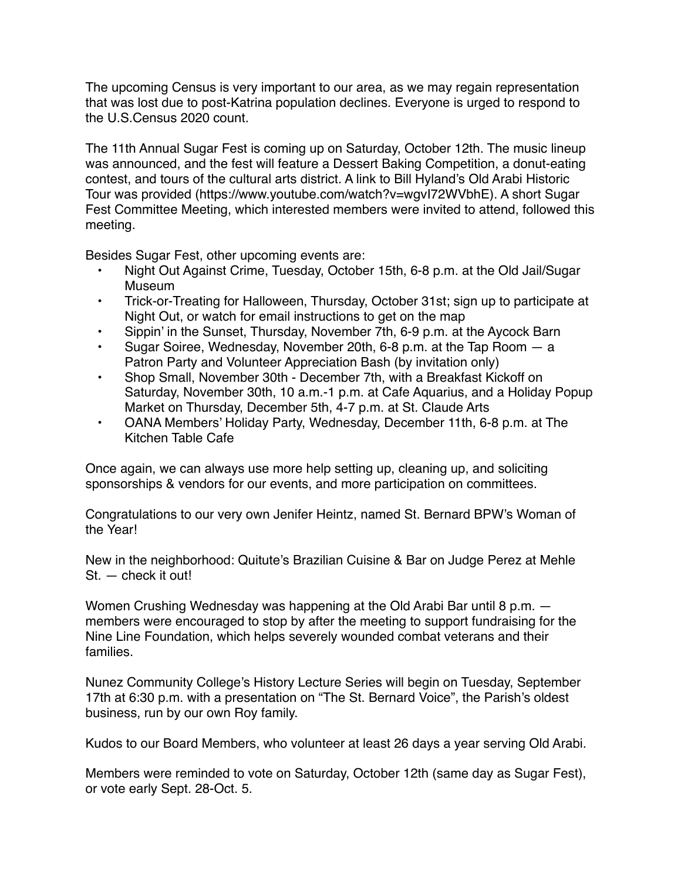The upcoming Census is very important to our area, as we may regain representation that was lost due to post-Katrina population declines. Everyone is urged to respond to the U.S.Census 2020 count.

The 11th Annual Sugar Fest is coming up on Saturday, October 12th. The music lineup was announced, and the fest will feature a Dessert Baking Competition, a donut-eating contest, and tours of the cultural arts district. A link to Bill Hyland's Old Arabi Historic Tour was provided (https://www.youtube.com/watch?v=wgvI72WVbhE). A short Sugar Fest Committee Meeting, which interested members were invited to attend, followed this meeting.

Besides Sugar Fest, other upcoming events are:

- Night Out Against Crime, Tuesday, October 15th, 6-8 p.m. at the Old Jail/Sugar Museum
- Trick-or-Treating for Halloween, Thursday, October 31st; sign up to participate at Night Out, or watch for email instructions to get on the map
- Sippin' in the Sunset, Thursday, November 7th, 6-9 p.m. at the Aycock Barn
- Sugar Soiree, Wednesday, November 20th, 6-8 p.m. at the Tap Room — a Patron Party and Volunteer Appreciation Bash (by invitation only)
- Shop Small, November 30th - December 7th, with a Breakfast Kickoff on Saturday, November 30th, 10 a.m.-1 p.m. at Cafe Aquarius, and a Holiday Popup Market on Thursday, December 5th, 4-7 p.m. at St. Claude Arts
- OANA Members' Holiday Party, Wednesday, December 11th, 6-8 p.m. at The Kitchen Table Cafe

Once again, we can always use more help setting up, cleaning up, and soliciting sponsorships & vendors for our events, and more participation on committees.

Congratulations to our very own Jenifer Heintz, named St. Bernard BPW's Woman of the Year!

New in the neighborhood: Quitute's Brazilian Cuisine & Bar on Judge Perez at Mehle St. — check it out!

Women Crushing Wednesday was happening at the Old Arabi Bar until 8 p.m. — members were encouraged to stop by after the meeting to support fundraising for the Nine Line Foundation, which helps severely wounded combat veterans and their families.

Nunez Community College's History Lecture Series will begin on Tuesday, September 17th at 6:30 p.m. with a presentation on "The St. Bernard Voice", the Parish's oldest business, run by our own Roy family.

Kudos to our Board Members, who volunteer at least 26 days a year serving Old Arabi.

Members were reminded to vote on Saturday, October 12th (same day as Sugar Fest), or vote early Sept. 28-Oct. 5.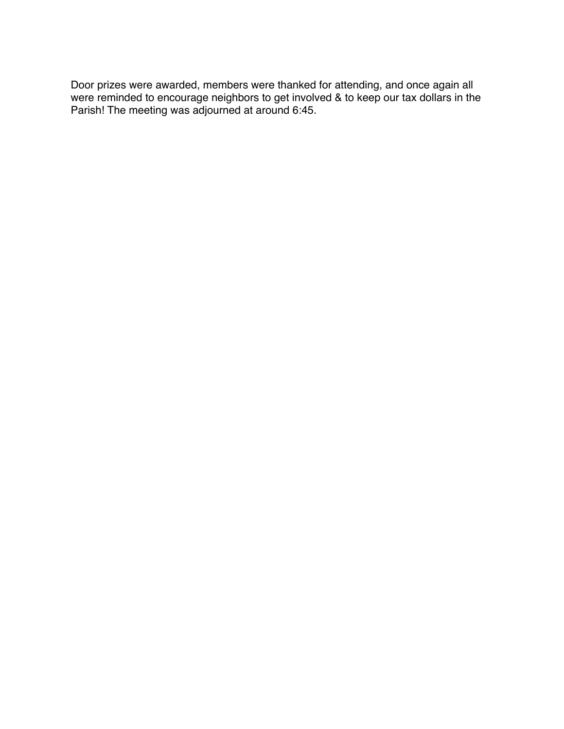Door prizes were awarded, members were thanked for attending, and once again all were reminded to encourage neighbors to get involved & to keep our tax dollars in the Parish! The meeting was adjourned at around 6:45.